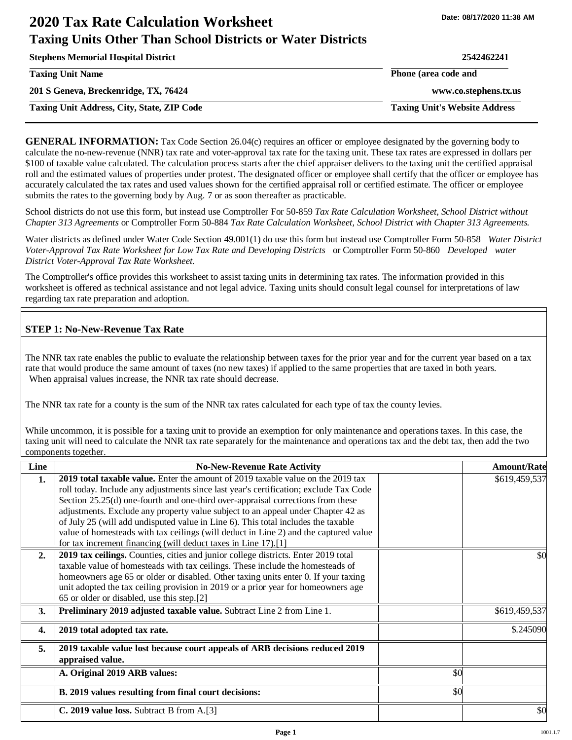# 2020 Tax Rate Calculation Worksheet

Date: 08/17/2020 11:38 AM

## Taxing Units Other Than School Districts or Water Districts

| | |
|---|---|
| **Stephens Memorial Hospital District** | **2542462241** |
| **Taxing Unit Name** | **Phone (area code and** |
| **201 S Geneva, Breckenridge, TX, 76424** | **www.co.stephens.tx.us** |
| **Taxing Unit Address, City, State, ZIP Code** | **Taxing Unit's Website Address** |

**GENERAL INFORMATION:** Tax Code Section 26.04(c) requires an officer or employee designated by the governing body to calculate the no-new-revenue (NNR) tax rate and voter-approval tax rate for the taxing unit. These tax rates are expressed in dollars per $100 of taxable value calculated. The calculation process starts after the chief appraiser delivers to the taxing unit the certified appraisal roll and the estimated values of properties under protest. The designated officer or employee shall certify that the officer or employee has accurately calculated the tax rates and used values shown for the certified appraisal roll or certified estimate. The officer or employee submits the rates to the governing body by Aug. 7 or as soon thereafter as practicable.

School districts do not use this form, but instead use Comptroller For 50-859 *Tax Rate Calculation Worksheet, School District without Chapter 313 Agreements* or Comptroller Form 50-884 *Tax Rate Calculation Worksheet, School District with Chapter 313 Agreements.*

Water districts as defined under Water Code Section 49.001(1) do use this form but instead use Comptroller Form 50-858 *Water District Voter-Approval Tax Rate Worksheet for Low Tax Rate and Developing Districts* or Comptroller Form 50-860 *Developed water District Voter-Approval Tax Rate Worksheet.*

The Comptroller's office provides this worksheet to assist taxing units in determining tax rates. The information provided in this worksheet is offered as technical assistance and not legal advice. Taxing units should consult legal counsel for interpretations of law regarding tax rate preparation and adoption.

### STEP 1: No-New-Revenue Tax Rate

The NNR tax rate enables the public to evaluate the relationship between taxes for the prior year and for the current year based on a tax rate that would produce the same amount of taxes (no new taxes) if applied to the same properties that are taxed in both years. When appraisal values increase, the NNR tax rate should decrease.

The NNR tax rate for a county is the sum of the NNR tax rates calculated for each type of tax the county levies.

While uncommon, it is possible for a taxing unit to provide an exemption for only maintenance and operations taxes. In this case, the taxing unit will need to calculate the NNR tax rate separately for the maintenance and operations tax and the debt tax, then add the two components together.

| Line | No-New-Revenue Rate Activity | | Amount/Rate |
|---|---|---|---|
| **1.** | **2019 total taxable value.** Enter the amount of 2019 taxable value on the 2019 tax roll today. Include any adjustments since last year's certification; exclude Tax Code Section 25.25(d) one-fourth and one-third over-appraisal corrections from these adjustments. Exclude any property value subject to an appeal under Chapter 42 as of July 25 (will add undisputed value in Line 6). This total includes the taxable value of homesteads with tax ceilings (will deduct in Line 2) and the captured value for tax increment financing (will deduct taxes in Line 17).[1] | | $619,459,537 |
| **2.** | **2019 tax ceilings.** Counties, cities and junior college districts. Enter 2019 total taxable value of homesteads with tax ceilings. These include the homesteads of homeowners age 65 or older or disabled. Other taxing units enter 0. If your taxing unit adopted the tax ceiling provision in 2019 or a prior year for homeowners age 65 or older or disabled, use this step.[2] | | $0 |
| **3.** | **Preliminary 2019 adjusted taxable value.** Subtract Line 2 from Line 1. | | $619,459,537 |
| **4.** | **2019 total adopted tax rate.** | | $.245090 |
| **5.** | **2019 taxable value lost because court appeals of ARB decisions reduced 2019 appraised value.** | | |
| | **A. Original 2019 ARB values:** | $0 | |
| | **B. 2019 values resulting from final court decisions:** | $0 | |
| | **C. 2019 value loss.** Subtract B from A.[3] | | $0 |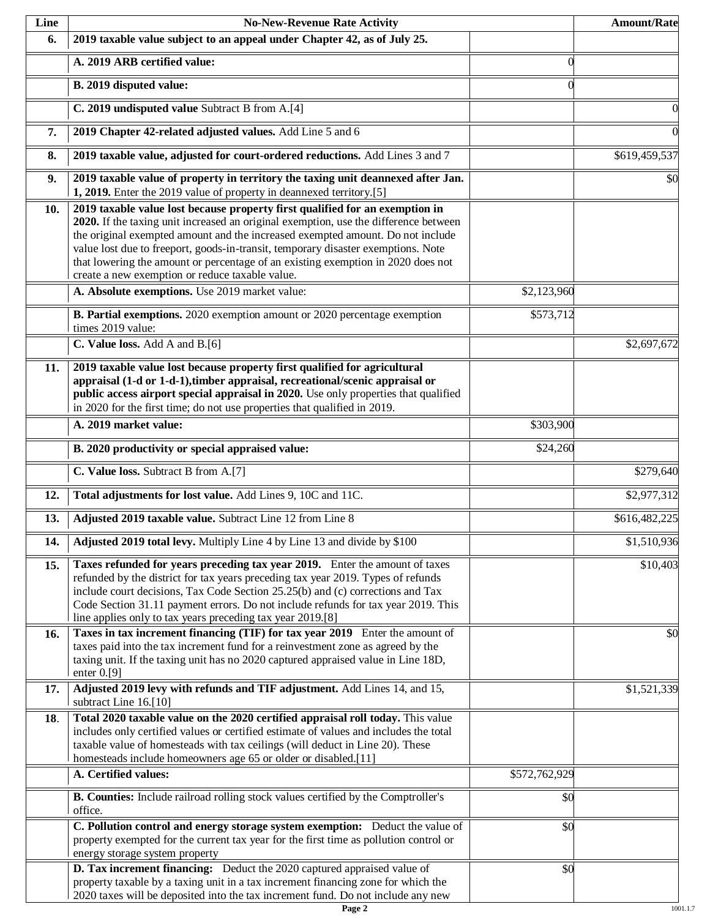| Line | No-New-Revenue Rate Activity | | Amount/Rate |
|---|---|---|---|
| **6.** | **2019 taxable value subject to an appeal under Chapter 42, as of July 25.** | | |
| | **A. 2019 ARB certified value:** | 0 | |
| | **B. 2019 disputed value:** | 0 | |
| | **C. 2019 undisputed value** Subtract B from A.[4] | | 0 |
| **7.** | **2019 Chapter 42-related adjusted values.** Add Line 5 and 6 | | 0 |
| **8.** | **2019 taxable value, adjusted for court-ordered reductions.** Add Lines 3 and 7 | | $619,459,537 |
| **9.** | **2019 taxable value of property in territory the taxing unit deannexed after Jan. 1, 2019.** Enter the 2019 value of property in deannexed territory.[5] | | $0 |
| **10.** | **2019 taxable value lost because property first qualified for an exemption in 2020.** If the taxing unit increased an original exemption, use the difference between the original exempted amount and the increased exempted amount. Do not include value lost due to freeport, goods-in-transit, temporary disaster exemptions. Note that lowering the amount or percentage of an existing exemption in 2020 does not create a new exemption or reduce taxable value. | | |
| | **A. Absolute exemptions.** Use 2019 market value: | $2,123,960 | |
| | **B. Partial exemptions.** 2020 exemption amount or 2020 percentage exemption times 2019 value: | $573,712 | |
| | **C. Value loss.** Add A and B.[6] | | $2,697,672 |
| **11.** | **2019 taxable value lost because property first qualified for agricultural appraisal (1-d or 1-d-1),timber appraisal, recreational/scenic appraisal or public access airport special appraisal in 2020.** Use only properties that qualified in 2020 for the first time; do not use properties that qualified in 2019. | | |
| | **A. 2019 market value:** | $303,900 | |
| | **B. 2020 productivity or special appraised value:** | $24,260 | |
| | **C. Value loss.** Subtract B from A.[7] | | $279,640 |
| **12.** | **Total adjustments for lost value.** Add Lines 9, 10C and 11C. | | $2,977,312 |
| **13.** | **Adjusted 2019 taxable value.** Subtract Line 12 from Line 8 | | $616,482,225 |
| **14.** | **Adjusted 2019 total levy.** Multiply Line 4 by Line 13 and divide by $100 | | $1,510,936 |
| **15.** | **Taxes refunded for years preceding tax year 2019.** Enter the amount of taxes refunded by the district for tax years preceding tax year 2019. Types of refunds include court decisions, Tax Code Section 25.25(b) and (c) corrections and Tax Code Section 31.11 payment errors. Do not include refunds for tax year 2019. This line applies only to tax years preceding tax year 2019.[8] | | $10,403 |
| **16.** | **Taxes in tax increment financing (TIF) for tax year 2019** Enter the amount of taxes paid into the tax increment fund for a reinvestment zone as agreed by the taxing unit. If the taxing unit has no 2020 captured appraised value in Line 18D, enter 0.[9] | | $0 |
| **17.** | **Adjusted 2019 levy with refunds and TIF adjustment.** Add Lines 14, and 15, subtract Line 16.[10] | | $1,521,339 |
| **18.** | **Total 2020 taxable value on the 2020 certified appraisal roll today.** This value includes only certified values or certified estimate of values and includes the total taxable value of homesteads with tax ceilings (will deduct in Line 20). These homesteads include homeowners age 65 or older or disabled.[11] | | |
| | **A. Certified values:** | $572,762,929 | |
| | **B. Counties:** Include railroad rolling stock values certified by the Comptroller's office. | $0 | |
| | **C. Pollution control and energy storage system exemption:** Deduct the value of property exempted for the current tax year for the first time as pollution control or energy storage system property | $0 | |
| | **D. Tax increment financing:** Deduct the 2020 captured appraised value of property taxable by a taxing unit in a tax increment financing zone for which the 2020 taxes will be deposited into the tax increment fund. Do not include any new | $0 | |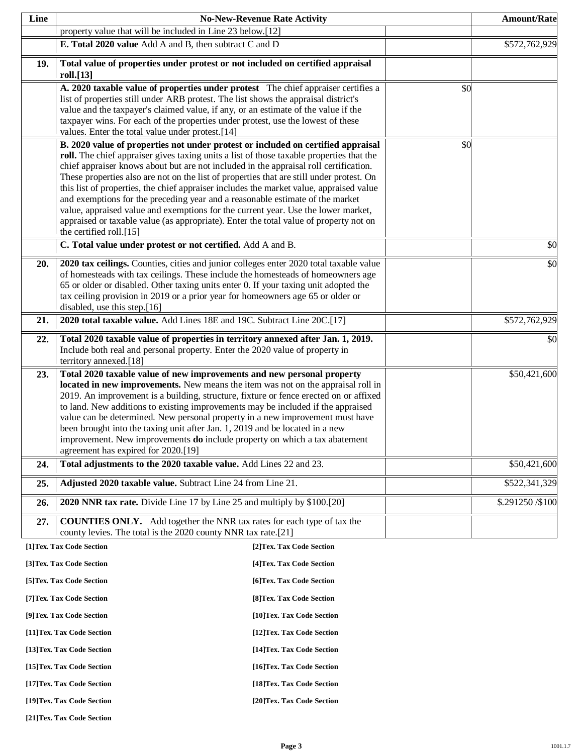| Line | No-New-Revenue Rate Activity | | Amount/Rate |
|---|---|---|---|
| | property value that will be included in Line 23 below.[12] | | |
| | **E. Total 2020 value** Add A and B, then subtract C and D | | $572,762,929 |
| **19.** | **Total value of properties under protest or not included on certified appraisal roll.[13]** | | |
| | **A. 2020 taxable value of properties under protest** The chief appraiser certifies a list of properties still under ARB protest. The list shows the appraisal district's value and the taxpayer's claimed value, if any, or an estimate of the value if the taxpayer wins. For each of the properties under protest, use the lowest of these values. Enter the total value under protest.[14] | $0 | |
| | **B. 2020 value of properties not under protest or included on certified appraisal roll.** The chief appraiser gives taxing units a list of those taxable properties that the chief appraiser knows about but are not included in the appraisal roll certification. These properties also are not on the list of properties that are still under protest. On this list of properties, the chief appraiser includes the market value, appraised value and exemptions for the preceding year and a reasonable estimate of the market value, appraised value and exemptions for the current year. Use the lower market, appraised or taxable value (as appropriate). Enter the total value of property not on the certified roll.[15] | $0 | |
| | **C. Total value under protest or not certified.** Add A and B. | | $0 |
| **20.** | **2020 tax ceilings.** Counties, cities and junior colleges enter 2020 total taxable value of homesteads with tax ceilings. These include the homesteads of homeowners age 65 or older or disabled. Other taxing units enter 0. If your taxing unit adopted the tax ceiling provision in 2019 or a prior year for homeowners age 65 or older or disabled, use this step.[16] | | $0 |
| **21.** | **2020 total taxable value.** Add Lines 18E and 19C. Subtract Line 20C.[17] | | $572,762,929 |
| **22.** | **Total 2020 taxable value of properties in territory annexed after Jan. 1, 2019.** Include both real and personal property. Enter the 2020 value of property in territory annexed.[18] | | $0 |
| **23.** | **Total 2020 taxable value of new improvements and new personal property located in new improvements.** New means the item was not on the appraisal roll in 2019. An improvement is a building, structure, fixture or fence erected on or affixed to land. New additions to existing improvements may be included if the appraised value can be determined. New personal property in a new improvement must have been brought into the taxing unit after Jan. 1, 2019 and be located in a new improvement. New improvements **do** include property on which a tax abatement agreement has expired for 2020.[19] | | $50,421,600 |
| **24.** | **Total adjustments to the 2020 taxable value.** Add Lines 22 and 23. | | $50,421,600 |
| **25.** | **Adjusted 2020 taxable value.** Subtract Line 24 from Line 21. | | $522,341,329 |
| **26.** | **2020 NNR tax rate.** Divide Line 17 by Line 25 and multiply by $100.[20] | | $.291250 /$100 |
| **27.** | **COUNTIES ONLY.** Add together the NNR tax rates for each type of tax the county levies. The total is the 2020 county NNR tax rate.[21] | | |

**[1]Tex. Tax Code Section**

**[2]Tex. Tax Code Section**

**[3]Tex. Tax Code Section**

**[4]Tex. Tax Code Section**

**[5]Tex. Tax Code Section**

**[6]Tex. Tax Code Section**

**[7]Tex. Tax Code Section**

**[8]Tex. Tax Code Section**

**[9]Tex. Tax Code Section**

**[10]Tex. Tax Code Section**

**[11]Tex. Tax Code Section**

**[12]Tex. Tax Code Section**

**[13]Tex. Tax Code Section**

**[14]Tex. Tax Code Section**

**[15]Tex. Tax Code Section**

**[16]Tex. Tax Code Section**

**[17]Tex. Tax Code Section**

**[18]Tex. Tax Code Section**

**[19]Tex. Tax Code Section**

**[20]Tex. Tax Code Section**

**[21]Tex. Tax Code Section**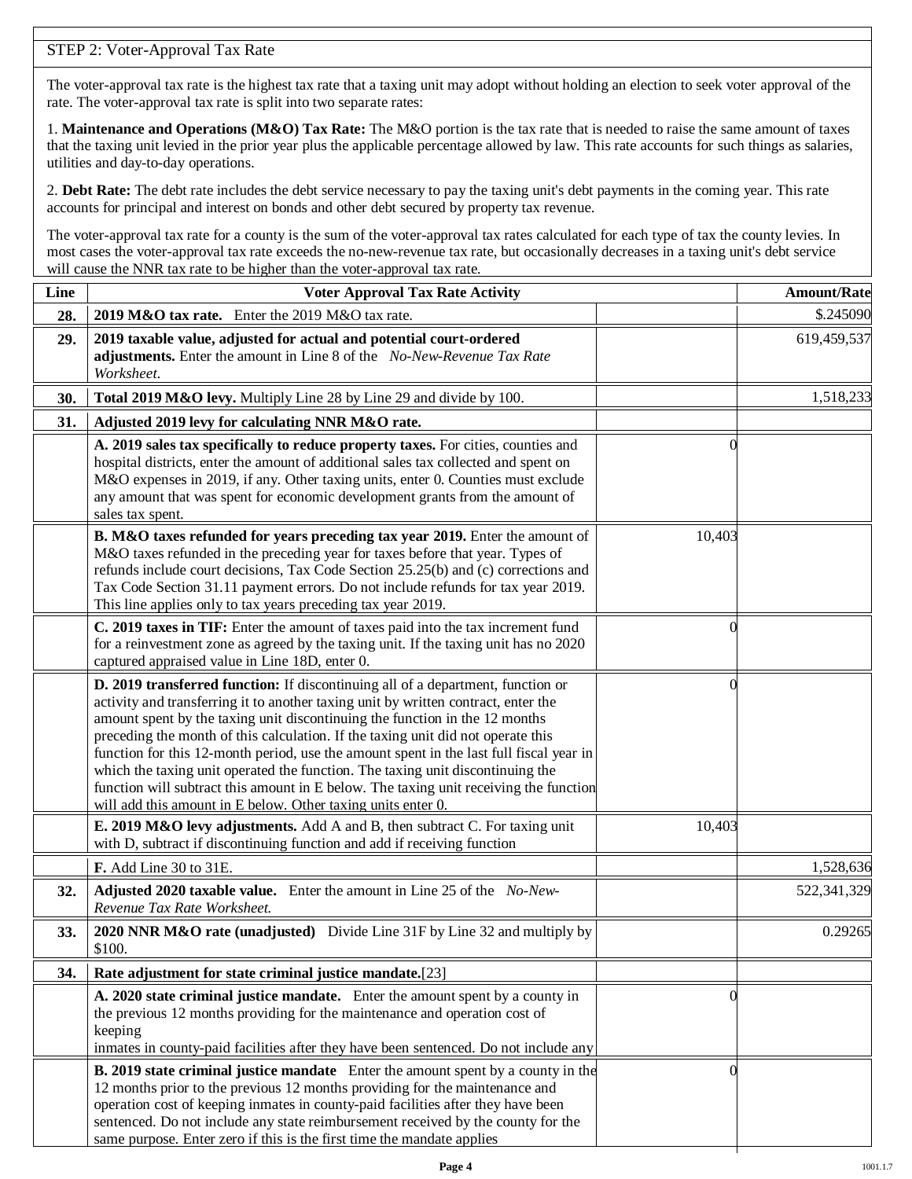STEP 2: Voter-Approval Tax Rate

The voter-approval tax rate is the highest tax rate that a taxing unit may adopt without holding an election to seek voter approval of the rate. The voter-approval tax rate is split into two separate rates:

1. **Maintenance and Operations (M&O) Tax Rate:** The M&O portion is the tax rate that is needed to raise the same amount of taxes that the taxing unit levied in the prior year plus the applicable percentage allowed by law. This rate accounts for such things as salaries, utilities and day-to-day operations.

2. **Debt Rate:** The debt rate includes the debt service necessary to pay the taxing unit's debt payments in the coming year. This rate accounts for principal and interest on bonds and other debt secured by property tax revenue.

The voter-approval tax rate for a county is the sum of the voter-approval tax rates calculated for each type of tax the county levies. In most cases the voter-approval tax rate exceeds the no-new-revenue tax rate, but occasionally decreases in a taxing unit's debt service will cause the NNR tax rate to be higher than the voter-approval tax rate.

| Line | Voter Approval Tax Rate Activity | | Amount/Rate |
|---|---|---|---|
| **28.** | **2019 M&O tax rate.** Enter the 2019 M&O tax rate. | | $.245090 |
| **29.** | **2019 taxable value, adjusted for actual and potential court-ordered adjustments.** Enter the amount in Line 8 of the *No-New-Revenue Tax Rate Worksheet.* | | 619,459,537 |
| **30.** | **Total 2019 M&O levy.** Multiply Line 28 by Line 29 and divide by 100. | | 1,518,233 |
| **31.** | **Adjusted 2019 levy for calculating NNR M&O rate.** | | |
| | **A. 2019 sales tax specifically to reduce property taxes.** For cities, counties and hospital districts, enter the amount of additional sales tax collected and spent on M&O expenses in 2019, if any. Other taxing units, enter 0. Counties must exclude any amount that was spent for economic development grants from the amount of sales tax spent. | 0 | |
| | **B. M&O taxes refunded for years preceding tax year 2019.** Enter the amount of M&O taxes refunded in the preceding year for taxes before that year. Types of refunds include court decisions, Tax Code Section 25.25(b) and (c) corrections and Tax Code Section 31.11 payment errors. Do not include refunds for tax year 2019. This line applies only to tax years preceding tax year 2019. | 10,403 | |
| | **C. 2019 taxes in TIF:** Enter the amount of taxes paid into the tax increment fund for a reinvestment zone as agreed by the taxing unit. If the taxing unit has no 2020 captured appraised value in Line 18D, enter 0. | 0 | |
| | **D. 2019 transferred function:** If discontinuing all of a department, function or activity and transferring it to another taxing unit by written contract, enter the amount spent by the taxing unit discontinuing the function in the 12 months preceding the month of this calculation. If the taxing unit did not operate this function for this 12-month period, use the amount spent in the last full fiscal year in which the taxing unit operated the function. The taxing unit discontinuing the function will subtract this amount in E below. The taxing unit receiving the function will add this amount in E below. Other taxing units enter 0. | 0 | |
| | **E. 2019 M&O levy adjustments.** Add A and B, then subtract C. For taxing unit with D, subtract if discontinuing function and add if receiving function | 10,403 | |
| | **F.** Add Line 30 to 31E. | | 1,528,636 |
| **32.** | **Adjusted 2020 taxable value.** Enter the amount in Line 25 of the *No-New-Revenue Tax Rate Worksheet.* | | 522,341,329 |
| **33.** | **2020 NNR M&O rate (unadjusted)** Divide Line 31F by Line 32 and multiply by $100. | | 0.29265 |
| **34.** | **Rate adjustment for state criminal justice mandate.**[23] | | |
| | **A. 2020 state criminal justice mandate.** Enter the amount spent by a county in the previous 12 months providing for the maintenance and operation cost of keeping inmates in county-paid facilities after they have been sentenced. Do not include any | 0 | |
| | **B. 2019 state criminal justice mandate** Enter the amount spent by a county in the 12 months prior to the previous 12 months providing for the maintenance and operation cost of keeping inmates in county-paid facilities after they have been sentenced. Do not include any state reimbursement received by the county for the same purpose. Enter zero if this is the first time the mandate applies | 0 | |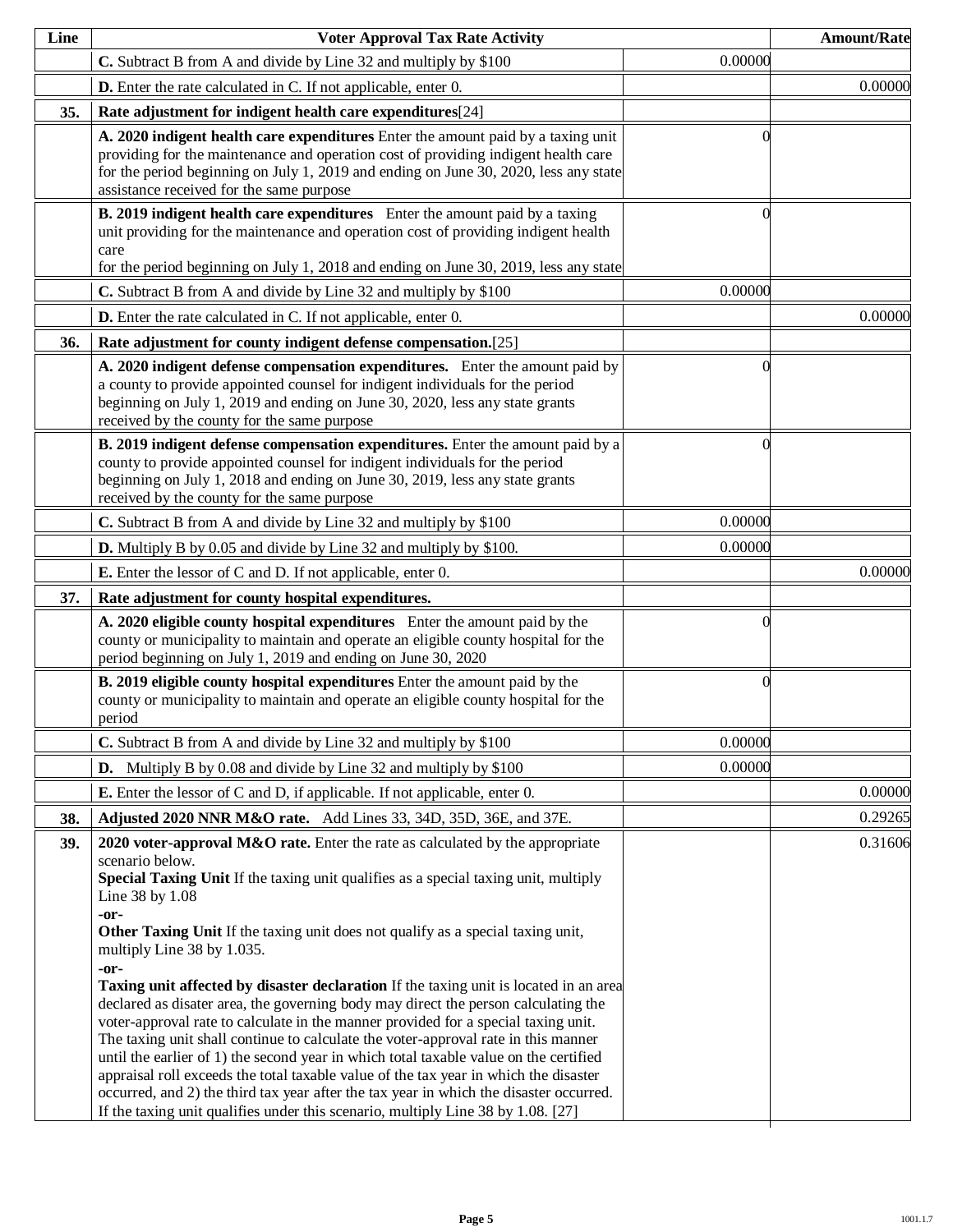| Line | Voter Approval Tax Rate Activity | | Amount/Rate |
|---|---|---|---|
| | **C.** Subtract B from A and divide by Line 32 and multiply by $100 | 0.00000 | |
| | **D.** Enter the rate calculated in C. If not applicable, enter 0. | | 0.00000 |
| **35.** | **Rate adjustment for indigent health care expenditures**[24] | | |
| | **A. 2020 indigent health care expenditures** Enter the amount paid by a taxing unit providing for the maintenance and operation cost of providing indigent health care for the period beginning on July 1, 2019 and ending on June 30, 2020, less any state assistance received for the same purpose | 0 | |
| | **B. 2019 indigent health care expenditures** Enter the amount paid by a taxing unit providing for the maintenance and operation cost of providing indigent health care for the period beginning on July 1, 2018 and ending on June 30, 2019, less any state | 0 | |
| | **C.** Subtract B from A and divide by Line 32 and multiply by $100 | 0.00000 | |
| | **D.** Enter the rate calculated in C. If not applicable, enter 0. | | 0.00000 |
| **36.** | **Rate adjustment for county indigent defense compensation.**[25] | | |
| | **A. 2020 indigent defense compensation expenditures.** Enter the amount paid by a county to provide appointed counsel for indigent individuals for the period beginning on July 1, 2019 and ending on June 30, 2020, less any state grants received by the county for the same purpose | 0 | |
| | **B. 2019 indigent defense compensation expenditures.** Enter the amount paid by a county to provide appointed counsel for indigent individuals for the period beginning on July 1, 2018 and ending on June 30, 2019, less any state grants received by the county for the same purpose | 0 | |
| | **C.** Subtract B from A and divide by Line 32 and multiply by $100 | 0.00000 | |
| | **D.** Multiply B by 0.05 and divide by Line 32 and multiply by $100. | 0.00000 | |
| | **E.** Enter the lessor of C and D. If not applicable, enter 0. | | 0.00000 |
| **37.** | **Rate adjustment for county hospital expenditures.** | | |
| | **A. 2020 eligible county hospital expenditures** Enter the amount paid by the county or municipality to maintain and operate an eligible county hospital for the period beginning on July 1, 2019 and ending on June 30, 2020 | 0 | |
| | **B. 2019 eligible county hospital expenditures** Enter the amount paid by the county or municipality to maintain and operate an eligible county hospital for the period | 0 | |
| | **C.** Subtract B from A and divide by Line 32 and multiply by $100 | 0.00000 | |
| | **D.** Multiply B by 0.08 and divide by Line 32 and multiply by $100 | 0.00000 | |
| | **E.** Enter the lessor of C and D, if applicable. If not applicable, enter 0. | | 0.00000 |
| **38.** | **Adjusted 2020 NNR M&O rate.** Add Lines 33, 34D, 35D, 36E, and 37E. | | 0.29265 |
| **39.** | **2020 voter-approval M&O rate.** Enter the rate as calculated by the appropriate scenario below.<br>**Special Taxing Unit** If the taxing unit qualifies as a special taxing unit, multiply Line 38 by 1.08<br>**-or-**<br>**Other Taxing Unit** If the taxing unit does not qualify as a special taxing unit, multiply Line 38 by 1.035.<br>**-or-**<br>**Taxing unit affected by disaster declaration** If the taxing unit is located in an area declared as disater area, the governing body may direct the person calculating the voter-approval rate to calculate in the manner provided for a special taxing unit. The taxing unit shall continue to calculate the voter-approval rate in this manner until the earlier of 1) the second year in which total taxable value on the certified appraisal roll exceeds the total taxable value of the tax year in which the disaster occurred, and 2) the third tax year after the tax year in which the disaster occurred. If the taxing unit qualifies under this scenario, multiply Line 38 by 1.08. [27] | | 0.31606 |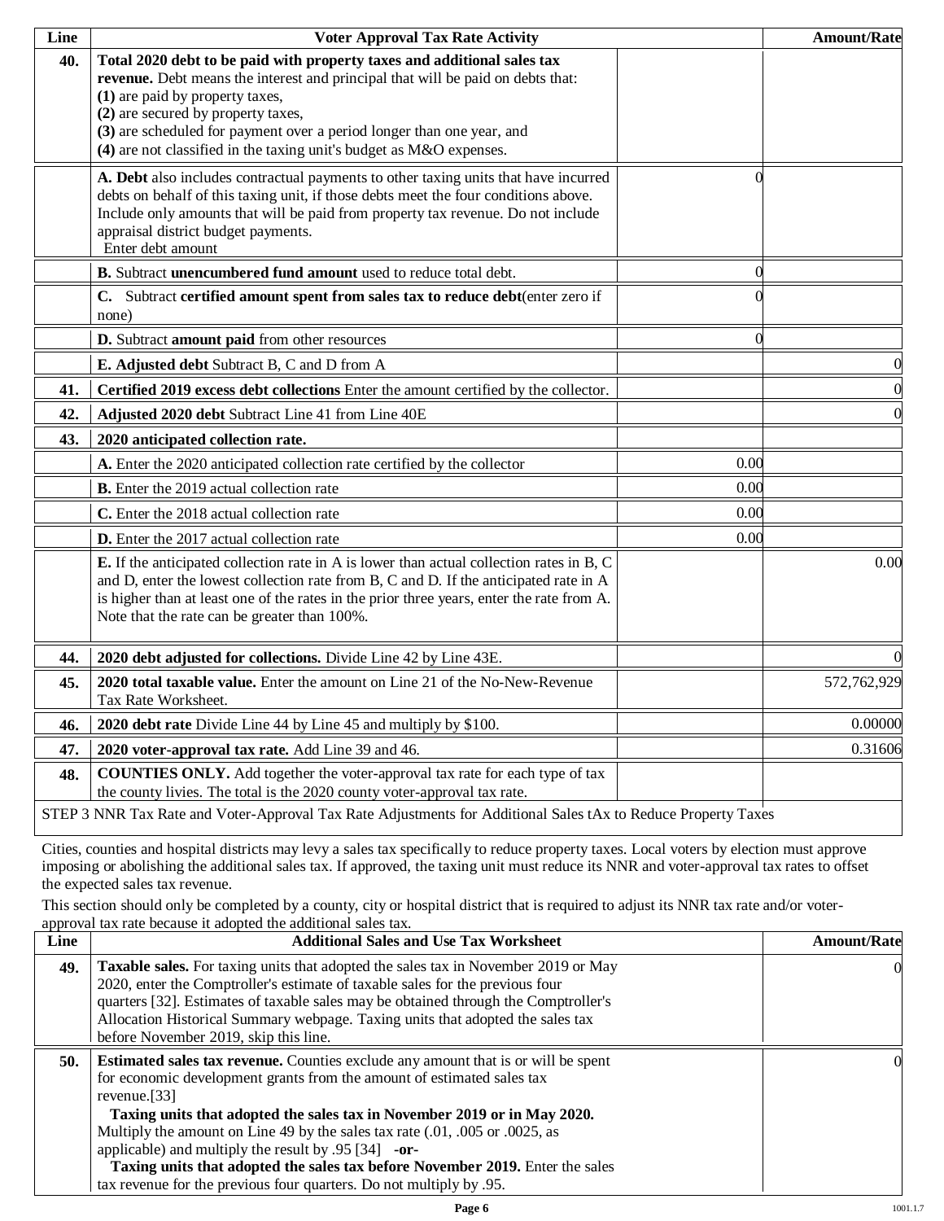| Line | Voter Approval Tax Rate Activity | | Amount/Rate |
|---|---|---|---|
| 40. | **Total 2020 debt to be paid with property taxes and additional sales tax revenue.** Debt means the interest and principal that will be paid on debts that:<br>**(1)** are paid by property taxes,<br>**(2)** are secured by property taxes,<br>**(3)** are scheduled for payment over a period longer than one year, and<br>**(4)** are not classified in the taxing unit's budget as M&O expenses. | | |
| | **A. Debt** also includes contractual payments to other taxing units that have incurred debts on behalf of this taxing unit, if those debts meet the four conditions above. Include only amounts that will be paid from property tax revenue. Do not include appraisal district budget payments.<br>Enter debt amount | 0 | |
| | **B.** Subtract **unencumbered fund amount** used to reduce total debt. | 0 | |
| | **C.** Subtract **certified amount spent from sales tax to reduce debt**(enter zero if none) | 0 | |
| | **D.** Subtract **amount paid** from other resources | 0 | |
| | **E. Adjusted debt** Subtract B, C and D from A | | 0 |
| 41. | **Certified 2019 excess debt collections** Enter the amount certified by the collector. | | 0 |
| 42. | **Adjusted 2020 debt** Subtract Line 41 from Line 40E | | 0 |
| 43. | **2020 anticipated collection rate.** | | |
| | **A.** Enter the 2020 anticipated collection rate certified by the collector | 0.00 | |
| | **B.** Enter the 2019 actual collection rate | 0.00 | |
| | **C.** Enter the 2018 actual collection rate | 0.00 | |
| | **D.** Enter the 2017 actual collection rate | 0.00 | |
| | **E.** If the anticipated collection rate in A is lower than actual collection rates in B, C and D, enter the lowest collection rate from B, C and D. If the anticipated rate in A is higher than at least one of the rates in the prior three years, enter the rate from A. Note that the rate can be greater than 100%. | | 0.00 |
| 44. | **2020 debt adjusted for collections.** Divide Line 42 by Line 43E. | | 0 |
| 45. | **2020 total taxable value.** Enter the amount on Line 21 of the No-New-Revenue Tax Rate Worksheet. | | 572,762,929 |
| 46. | **2020 debt rate** Divide Line 44 by Line 45 and multiply by $100. | | 0.00000 |
| 47. | **2020 voter-approval tax rate.** Add Line 39 and 46. | | 0.31606 |
| 48. | **COUNTIES ONLY.** Add together the voter-approval tax rate for each type of tax the county livies. The total is the 2020 county voter-approval tax rate. | | |

STEP 3 NNR Tax Rate and Voter-Approval Tax Rate Adjustments for Additional Sales tAx to Reduce Property Taxes

Cities, counties and hospital districts may levy a sales tax specifically to reduce property taxes. Local voters by election must approve imposing or abolishing the additional sales tax. If approved, the taxing unit must reduce its NNR and voter-approval tax rates to offset the expected sales tax revenue.

This section should only be completed by a county, city or hospital district that is required to adjust its NNR tax rate and/or voter-approval tax rate because it adopted the additional sales tax.

| Line | Additional Sales and Use Tax Worksheet | Amount/Rate |
|---|---|---|
| 49. | **Taxable sales.** For taxing units that adopted the sales tax in November 2019 or May 2020, enter the Comptroller's estimate of taxable sales for the previous four quarters [32]. Estimates of taxable sales may be obtained through the Comptroller's Allocation Historical Summary webpage. Taxing units that adopted the sales tax before November 2019, skip this line. | 0 |
| 50. | **Estimated sales tax revenue.** Counties exclude any amount that is or will be spent for economic development grants from the amount of estimated sales tax revenue.[33]<br>**Taxing units that adopted the sales tax in November 2019 or in May 2020.** Multiply the amount on Line 49 by the sales tax rate (.01, .005 or .0025, as applicable) and multiply the result by .95 [34] **-or-**<br>**Taxing units that adopted the sales tax before November 2019.** Enter the sales tax revenue for the previous four quarters. Do not multiply by .95. | 0 |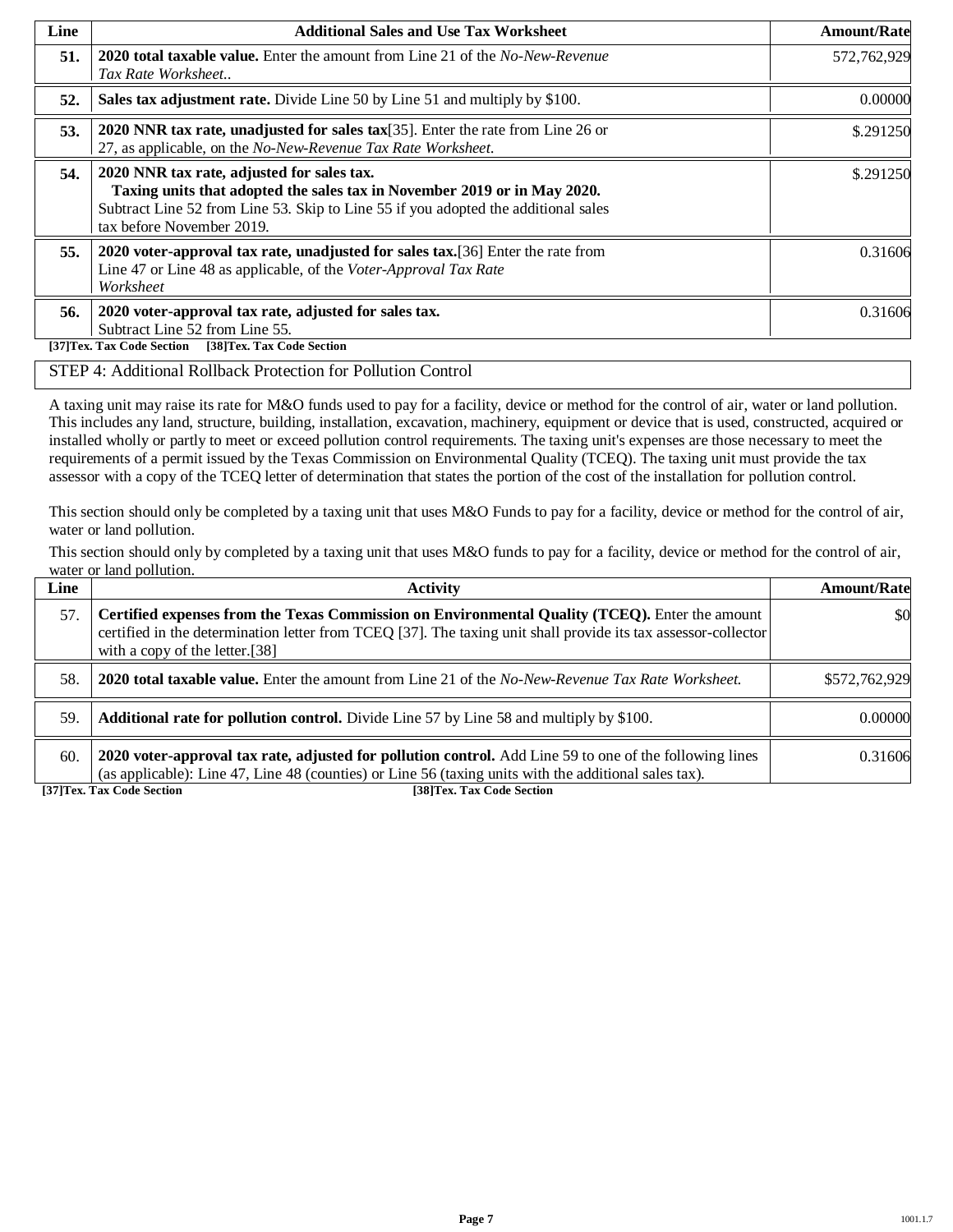| Line | Additional Sales and Use Tax Worksheet | Amount/Rate |
|---|---|---|
| **51.** | **2020 total taxable value.** Enter the amount from Line 21 of the *No-New-Revenue Tax Rate Worksheet..* | 572,762,929 |
| **52.** | **Sales tax adjustment rate.** Divide Line 50 by Line 51 and multiply by $100. | 0.00000 |
| **53.** | **2020 NNR tax rate, unadjusted for sales tax**[35]. Enter the rate from Line 26 or 27, as applicable, on the *No-New-Revenue Tax Rate Worksheet.* | $.291250 |
| **54.** | **2020 NNR tax rate, adjusted for sales tax.** **Taxing units that adopted the sales tax in November 2019 or in May 2020.** Subtract Line 52 from Line 53. Skip to Line 55 if you adopted the additional sales tax before November 2019. | $.291250 |
| **55.** | **2020 voter-approval tax rate, unadjusted for sales tax.**[36] Enter the rate from Line 47 or Line 48 as applicable, of the *Voter-Approval Tax Rate Worksheet* | 0.31606 |
| **56.** | **2020 voter-approval tax rate, adjusted for sales tax.** Subtract Line 52 from Line 55. | 0.31606 |

**[37]Tex. Tax Code Section [38]Tex. Tax Code Section**

## STEP 4: Additional Rollback Protection for Pollution Control

A taxing unit may raise its rate for M&O funds used to pay for a facility, device or method for the control of air, water or land pollution. This includes any land, structure, building, installation, excavation, machinery, equipment or device that is used, constructed, acquired or installed wholly or partly to meet or exceed pollution control requirements. The taxing unit's expenses are those necessary to meet the requirements of a permit issued by the Texas Commission on Environmental Quality (TCEQ). The taxing unit must provide the tax assessor with a copy of the TCEQ letter of determination that states the portion of the cost of the installation for pollution control.

This section should only be completed by a taxing unit that uses M&O Funds to pay for a facility, device or method for the control of air, water or land pollution.

This section should only by completed by a taxing unit that uses M&O funds to pay for a facility, device or method for the control of air, water or land pollution.

| Line | Activity | Amount/Rate |
|---|---|---|
| 57. | **Certified expenses from the Texas Commission on Environmental Quality (TCEQ).** Enter the amount certified in the determination letter from TCEQ [37]. The taxing unit shall provide its tax assessor-collector with a copy of the letter.[38] | $0 |
| 58. | **2020 total taxable value.** Enter the amount from Line 21 of the *No-New-Revenue Tax Rate Worksheet.* | $572,762,929 |
| 59. | **Additional rate for pollution control.** Divide Line 57 by Line 58 and multiply by $100. | 0.00000 |
| 60. | **2020 voter-approval tax rate, adjusted for pollution control.** Add Line 59 to one of the following lines (as applicable): Line 47, Line 48 (counties) or Line 56 (taxing units with the additional sales tax). | 0.31606 |

**[37]Tex. Tax Code Section [38]Tex. Tax Code Section**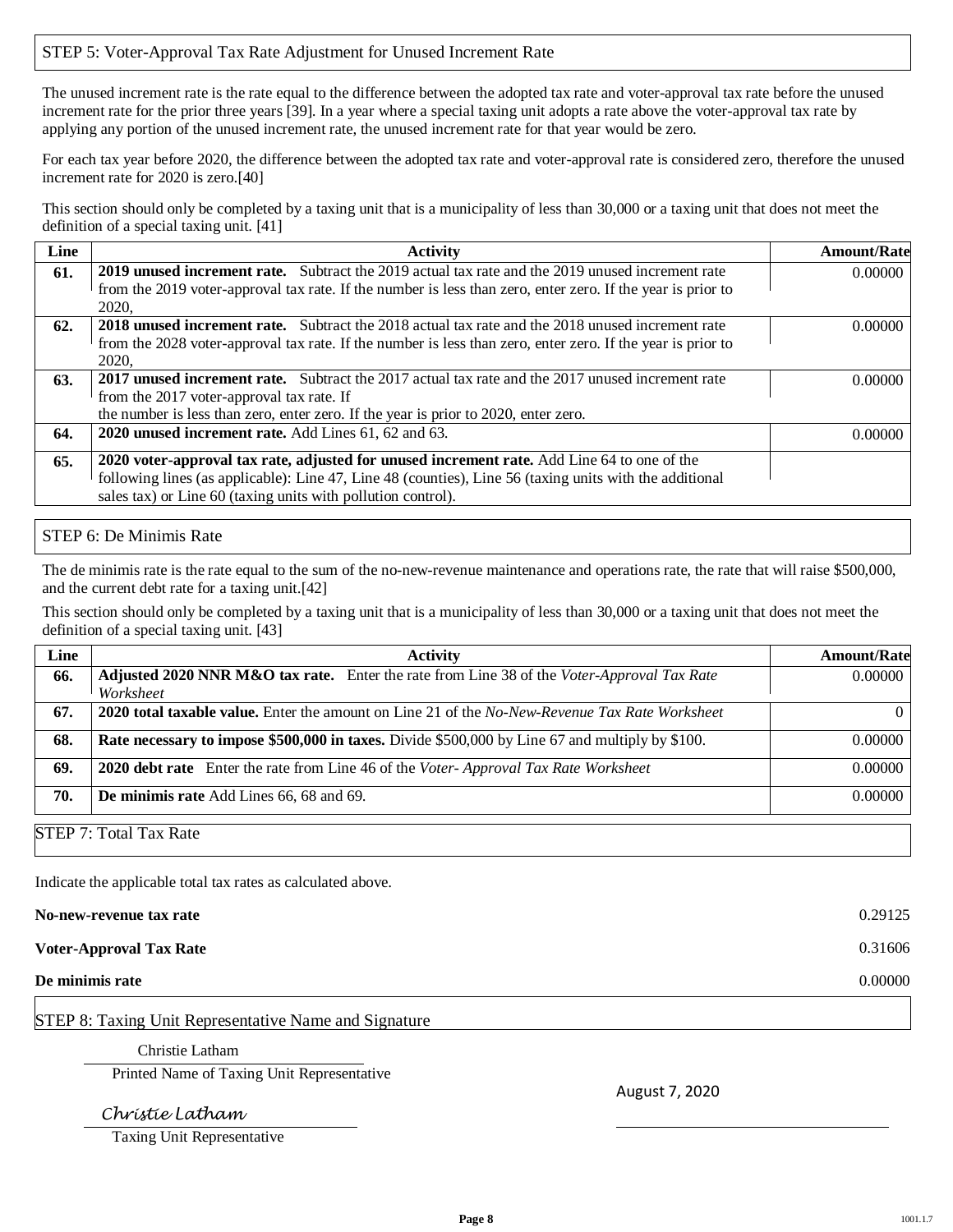## STEP 5: Voter-Approval Tax Rate Adjustment for Unused Increment Rate

The unused increment rate is the rate equal to the difference between the adopted tax rate and voter-approval tax rate before the unused increment rate for the prior three years [39]. In a year where a special taxing unit adopts a rate above the voter-approval tax rate by applying any portion of the unused increment rate, the unused increment rate for that year would be zero.

For each tax year before 2020, the difference between the adopted tax rate and voter-approval rate is considered zero, therefore the unused increment rate for 2020 is zero.[40]

This section should only be completed by a taxing unit that is a municipality of less than 30,000 or a taxing unit that does not meet the definition of a special taxing unit. [41]

| Line | Activity | Amount/Rate |
|---|---|---|
| **61.** | **2019 unused increment rate.** Subtract the 2019 actual tax rate and the 2019 unused increment rate from the 2019 voter-approval tax rate. If the number is less than zero, enter zero. If the year is prior to 2020, | 0.00000 |
| **62.** | **2018 unused increment rate.** Subtract the 2018 actual tax rate and the 2018 unused increment rate from the 2028 voter-approval tax rate. If the number is less than zero, enter zero. If the year is prior to 2020, | 0.00000 |
| **63.** | **2017 unused increment rate.** Subtract the 2017 actual tax rate and the 2017 unused increment rate from the 2017 voter-approval tax rate. If the number is less than zero, enter zero. If the year is prior to 2020, enter zero. | 0.00000 |
| **64.** | **2020 unused increment rate.** Add Lines 61, 62 and 63. | 0.00000 |
| **65.** | **2020 voter-approval tax rate, adjusted for unused increment rate.** Add Line 64 to one of the following lines (as applicable): Line 47, Line 48 (counties), Line 56 (taxing units with the additional sales tax) or Line 60 (taxing units with pollution control). | |

## STEP 6: De Minimis Rate

The de minimis rate is the rate equal to the sum of the no-new-revenue maintenance and operations rate, the rate that will raise $500,000, and the current debt rate for a taxing unit.[42]

This section should only be completed by a taxing unit that is a municipality of less than 30,000 or a taxing unit that does not meet the definition of a special taxing unit. [43]

| Line | Activity | Amount/Rate |
|---|---|---|
| **66.** | **Adjusted 2020 NNR M&O tax rate.** Enter the rate from Line 38 of the *Voter-Approval Tax Rate Worksheet* | 0.00000 |
| **67.** | **2020 total taxable value.** Enter the amount on Line 21 of the *No-New-Revenue Tax Rate Worksheet* | 0 |
| **68.** | **Rate necessary to impose $500,000 in taxes.** Divide $500,000 by Line 67 and multiply by $100. | 0.00000 |
| **69.** | **2020 debt rate** Enter the rate from Line 46 of the *Voter- Approval Tax Rate Worksheet* | 0.00000 |
| **70.** | **De minimis rate** Add Lines 66, 68 and 69. | 0.00000 |

## STEP 7: Total Tax Rate

Indicate the applicable total tax rates as calculated above.

| | |
|---|---|
| **No-new-revenue tax rate** | 0.29125 |
| **Voter-Approval Tax Rate** | 0.31606 |
| **De minimis rate** | 0.00000 |

## STEP 8: Taxing Unit Representative Name and Signature

Christie Latham

Printed Name of Taxing Unit Representative

*Christie Latham*

Taxing Unit Representative

August 7, 2020